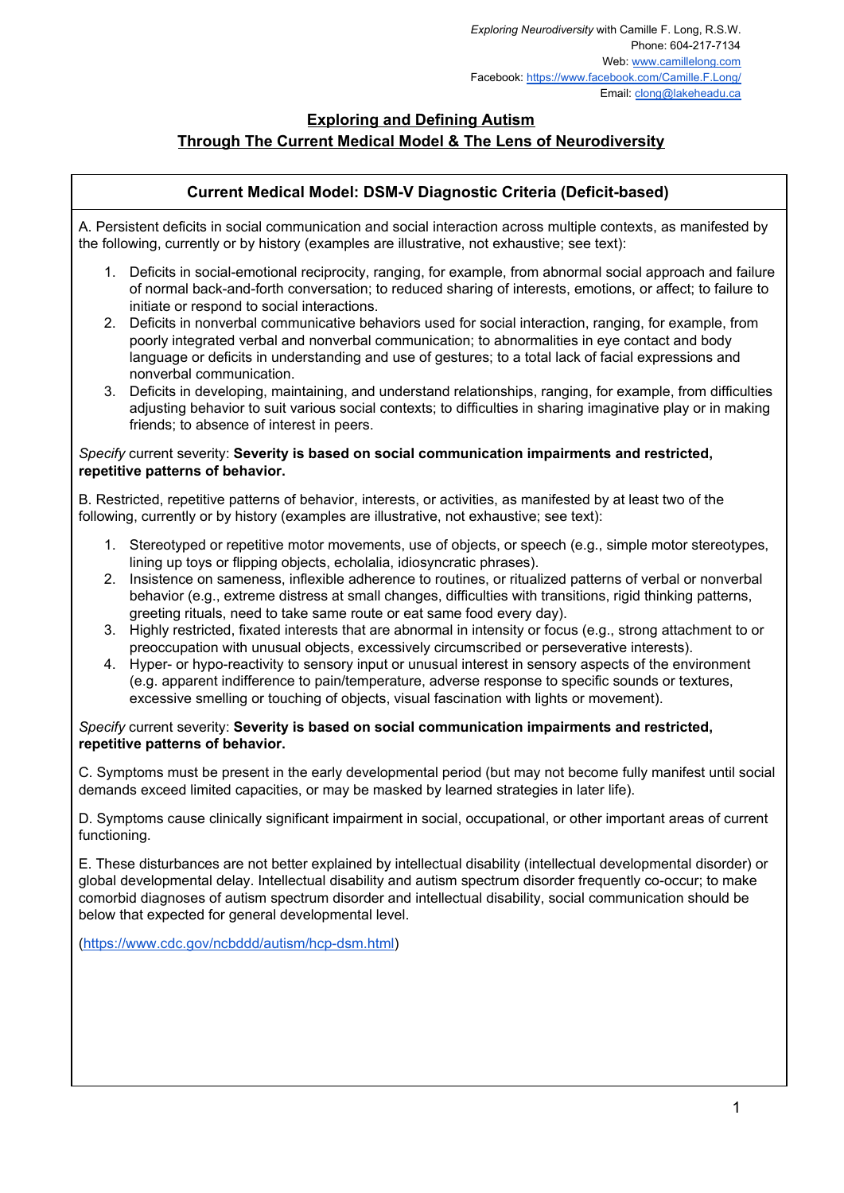*Exploring Neurodiversity* with Camille F. Long, R.S.W.
Phone: 604-217-7134
Web: www.camillelong.com
Facebook: https://www.facebook.com/Camille.F.Long/
Email: clong@lakeheadu.ca

# Exploring and Defining Autism Through The Current Medical Model & The Lens of Neurodiversity

## Current Medical Model: DSM-V Diagnostic Criteria (Deficit-based)

A. Persistent deficits in social communication and social interaction across multiple contexts, as manifested by the following, currently or by history (examples are illustrative, not exhaustive; see text):

1. Deficits in social-emotional reciprocity, ranging, for example, from abnormal social approach and failure of normal back-and-forth conversation; to reduced sharing of interests, emotions, or affect; to failure to initiate or respond to social interactions.
2. Deficits in nonverbal communicative behaviors used for social interaction, ranging, for example, from poorly integrated verbal and nonverbal communication; to abnormalities in eye contact and body language or deficits in understanding and use of gestures; to a total lack of facial expressions and nonverbal communication.
3. Deficits in developing, maintaining, and understand relationships, ranging, for example, from difficulties adjusting behavior to suit various social contexts; to difficulties in sharing imaginative play or in making friends; to absence of interest in peers.

*Specify* current severity: **Severity is based on social communication impairments and restricted, repetitive patterns of behavior.**

B. Restricted, repetitive patterns of behavior, interests, or activities, as manifested by at least two of the following, currently or by history (examples are illustrative, not exhaustive; see text):

1. Stereotyped or repetitive motor movements, use of objects, or speech (e.g., simple motor stereotypes, lining up toys or flipping objects, echolalia, idiosyncratic phrases).
2. Insistence on sameness, inflexible adherence to routines, or ritualized patterns of verbal or nonverbal behavior (e.g., extreme distress at small changes, difficulties with transitions, rigid thinking patterns, greeting rituals, need to take same route or eat same food every day).
3. Highly restricted, fixated interests that are abnormal in intensity or focus (e.g., strong attachment to or preoccupation with unusual objects, excessively circumscribed or perseverative interests).
4. Hyper- or hypo-reactivity to sensory input or unusual interest in sensory aspects of the environment (e.g. apparent indifference to pain/temperature, adverse response to specific sounds or textures, excessive smelling or touching of objects, visual fascination with lights or movement).

*Specify* current severity: **Severity is based on social communication impairments and restricted, repetitive patterns of behavior.**

C. Symptoms must be present in the early developmental period (but may not become fully manifest until social demands exceed limited capacities, or may be masked by learned strategies in later life).

D. Symptoms cause clinically significant impairment in social, occupational, or other important areas of current functioning.

E. These disturbances are not better explained by intellectual disability (intellectual developmental disorder) or global developmental delay. Intellectual disability and autism spectrum disorder frequently co-occur; to make comorbid diagnoses of autism spectrum disorder and intellectual disability, social communication should be below that expected for general developmental level.

(https://www.cdc.gov/ncbddd/autism/hcp-dsm.html)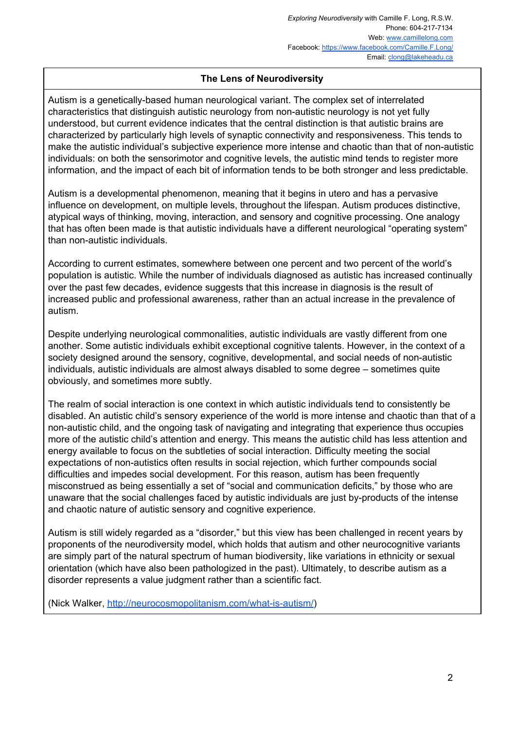## The Lens of Neurodiversity

Autism is a genetically-based human neurological variant. The complex set of interrelated characteristics that distinguish autistic neurology from non-autistic neurology is not yet fully understood, but current evidence indicates that the central distinction is that autistic brains are characterized by particularly high levels of synaptic connectivity and responsiveness. This tends to make the autistic individual's subjective experience more intense and chaotic than that of non-autistic individuals: on both the sensorimotor and cognitive levels, the autistic mind tends to register more information, and the impact of each bit of information tends to be both stronger and less predictable.

Autism is a developmental phenomenon, meaning that it begins in utero and has a pervasive influence on development, on multiple levels, throughout the lifespan. Autism produces distinctive, atypical ways of thinking, moving, interaction, and sensory and cognitive processing. One analogy that has often been made is that autistic individuals have a different neurological "operating system" than non-autistic individuals.

According to current estimates, somewhere between one percent and two percent of the world's population is autistic. While the number of individuals diagnosed as autistic has increased continually over the past few decades, evidence suggests that this increase in diagnosis is the result of increased public and professional awareness, rather than an actual increase in the prevalence of autism.

Despite underlying neurological commonalities, autistic individuals are vastly different from one another. Some autistic individuals exhibit exceptional cognitive talents. However, in the context of a society designed around the sensory, cognitive, developmental, and social needs of non-autistic individuals, autistic individuals are almost always disabled to some degree – sometimes quite obviously, and sometimes more subtly.

The realm of social interaction is one context in which autistic individuals tend to consistently be disabled. An autistic child's sensory experience of the world is more intense and chaotic than that of a non-autistic child, and the ongoing task of navigating and integrating that experience thus occupies more of the autistic child's attention and energy. This means the autistic child has less attention and energy available to focus on the subtleties of social interaction. Difficulty meeting the social expectations of non-autistics often results in social rejection, which further compounds social difficulties and impedes social development. For this reason, autism has been frequently misconstrued as being essentially a set of "social and communication deficits," by those who are unaware that the social challenges faced by autistic individuals are just by-products of the intense and chaotic nature of autistic sensory and cognitive experience.

Autism is still widely regarded as a "disorder," but this view has been challenged in recent years by proponents of the neurodiversity model, which holds that autism and other neurocognitive variants are simply part of the natural spectrum of human biodiversity, like variations in ethnicity or sexual orientation (which have also been pathologized in the past). Ultimately, to describe autism as a disorder represents a value judgment rather than a scientific fact.

(Nick Walker, http://neurocosmopolitanism.com/what-is-autism/)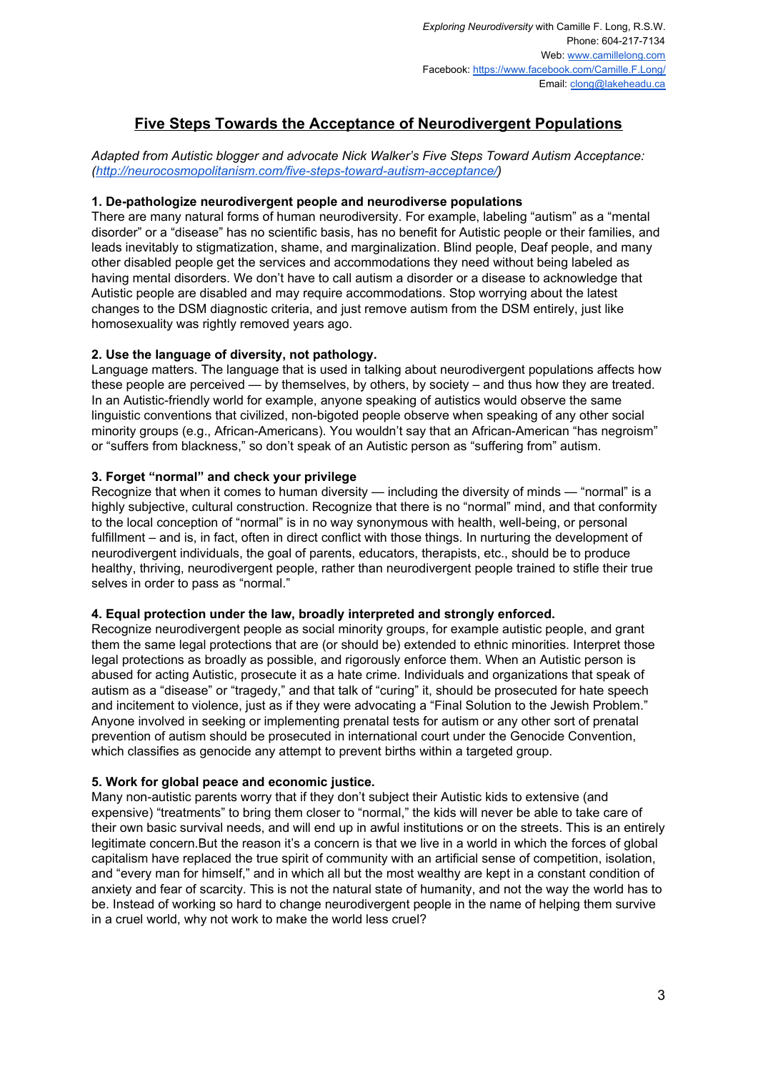*Exploring Neurodiversity* with Camille F. Long, R.S.W.
Phone: 604-217-7134
Web: [www.camillelong.com](www.camillelong.com)
Facebook: [https://www.facebook.com/Camille.F.Long/](https://www.facebook.com/Camille.F.Long/)
Email: [clong@lakeheadu.ca](mailto:clong@lakeheadu.ca)

# Five Steps Towards the Acceptance of Neurodivergent Populations

*Adapted from Autistic blogger and advocate Nick Walker's Five Steps Toward Autism Acceptance: ([http://neurocosmopolitanism.com/five-steps-toward-autism-acceptance/](http://neurocosmopolitanism.com/five-steps-toward-autism-acceptance/))*

**1. De-pathologize neurodivergent people and neurodiverse populations**

There are many natural forms of human neurodiversity. For example, labeling "autism" as a "mental disorder" or a "disease" has no scientific basis, has no benefit for Autistic people or their families, and leads inevitably to stigmatization, shame, and marginalization. Blind people, Deaf people, and many other disabled people get the services and accommodations they need without being labeled as having mental disorders. We don't have to call autism a disorder or a disease to acknowledge that Autistic people are disabled and may require accommodations. Stop worrying about the latest changes to the DSM diagnostic criteria, and just remove autism from the DSM entirely, just like homosexuality was rightly removed years ago.

**2. Use the language of diversity, not pathology.**

Language matters. The language that is used in talking about neurodivergent populations affects how these people are perceived — by themselves, by others, by society – and thus how they are treated. In an Autistic-friendly world for example, anyone speaking of autistics would observe the same linguistic conventions that civilized, non-bigoted people observe when speaking of any other social minority groups (e.g., African-Americans). You wouldn't say that an African-American "has negroism" or "suffers from blackness," so don't speak of an Autistic person as "suffering from" autism.

**3. Forget "normal" and check your privilege**

Recognize that when it comes to human diversity — including the diversity of minds — "normal" is a highly subjective, cultural construction. Recognize that there is no "normal" mind, and that conformity to the local conception of "normal" is in no way synonymous with health, well-being, or personal fulfillment – and is, in fact, often in direct conflict with those things. In nurturing the development of neurodivergent individuals, the goal of parents, educators, therapists, etc., should be to produce healthy, thriving, neurodivergent people, rather than neurodivergent people trained to stifle their true selves in order to pass as "normal."

**4. Equal protection under the law, broadly interpreted and strongly enforced.**

Recognize neurodivergent people as social minority groups, for example autistic people, and grant them the same legal protections that are (or should be) extended to ethnic minorities. Interpret those legal protections as broadly as possible, and rigorously enforce them. When an Autistic person is abused for acting Autistic, prosecute it as a hate crime. Individuals and organizations that speak of autism as a "disease" or "tragedy," and that talk of "curing" it, should be prosecuted for hate speech and incitement to violence, just as if they were advocating a "Final Solution to the Jewish Problem." Anyone involved in seeking or implementing prenatal tests for autism or any other sort of prenatal prevention of autism should be prosecuted in international court under the Genocide Convention, which classifies as genocide any attempt to prevent births within a targeted group.

**5. Work for global peace and economic justice.**

Many non-autistic parents worry that if they don't subject their Autistic kids to extensive (and expensive) "treatments" to bring them closer to "normal," the kids will never be able to take care of their own basic survival needs, and will end up in awful institutions or on the streets. This is an entirely legitimate concern.But the reason it's a concern is that we live in a world in which the forces of global capitalism have replaced the true spirit of community with an artificial sense of competition, isolation, and "every man for himself," and in which all but the most wealthy are kept in a constant condition of anxiety and fear of scarcity. This is not the natural state of humanity, and not the way the world has to be. Instead of working so hard to change neurodivergent people in the name of helping them survive in a cruel world, why not work to make the world less cruel?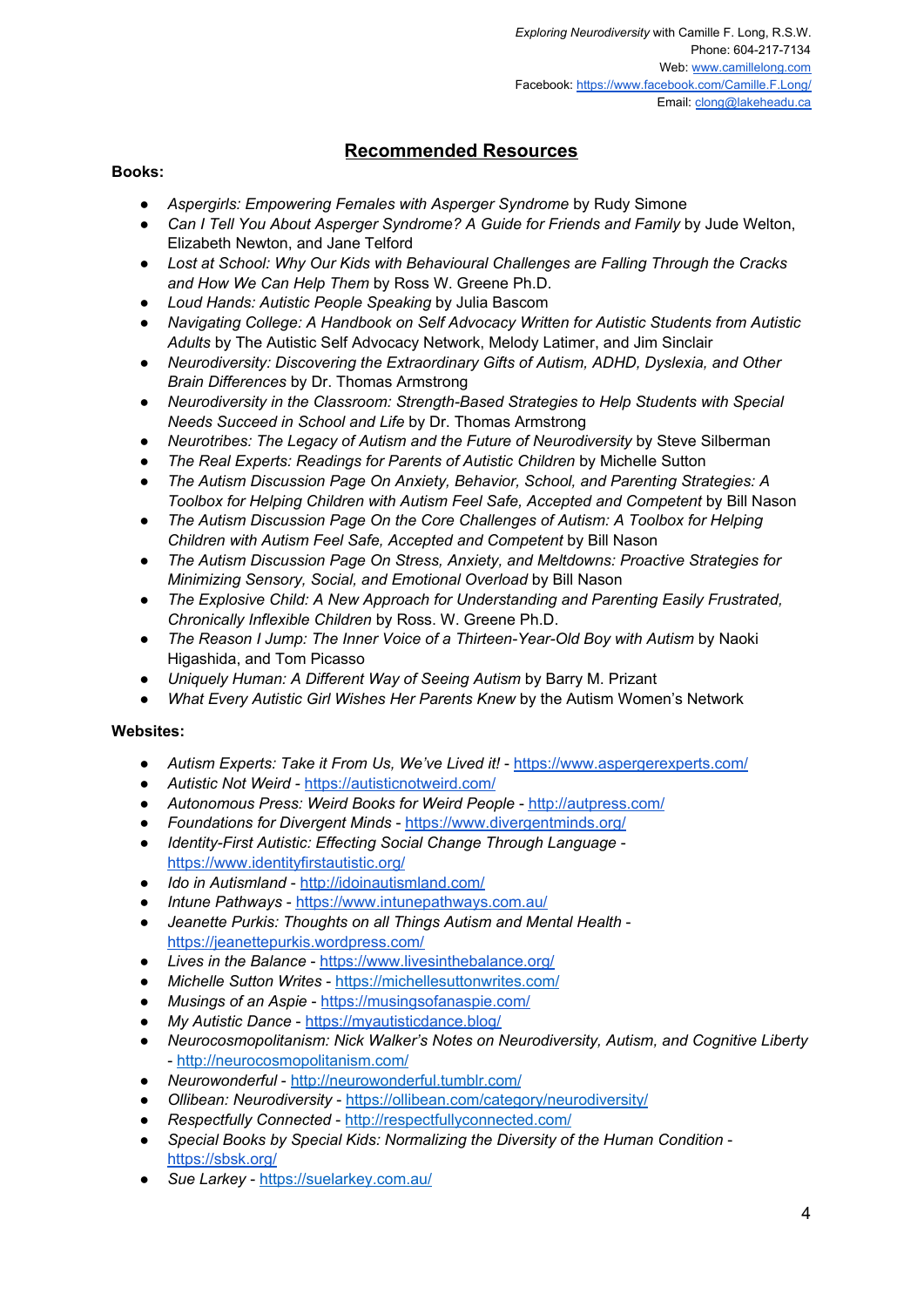## Recommended Resources

**Books:**

- *Aspergirls: Empowering Females with Asperger Syndrome* by Rudy Simone
- *Can I Tell You About Asperger Syndrome? A Guide for Friends and Family* by Jude Welton, Elizabeth Newton, and Jane Telford
- *Lost at School: Why Our Kids with Behavioural Challenges are Falling Through the Cracks and How We Can Help Them* by Ross W. Greene Ph.D.
- *Loud Hands: Autistic People Speaking* by Julia Bascom
- *Navigating College: A Handbook on Self Advocacy Written for Autistic Students from Autistic Adults* by The Autistic Self Advocacy Network, Melody Latimer, and Jim Sinclair
- *Neurodiversity: Discovering the Extraordinary Gifts of Autism, ADHD, Dyslexia, and Other Brain Differences* by Dr. Thomas Armstrong
- *Neurodiversity in the Classroom: Strength-Based Strategies to Help Students with Special Needs Succeed in School and Life* by Dr. Thomas Armstrong
- *Neurotribes: The Legacy of Autism and the Future of Neurodiversity* by Steve Silberman
- *The Real Experts: Readings for Parents of Autistic Children* by Michelle Sutton
- *The Autism Discussion Page On Anxiety, Behavior, School, and Parenting Strategies: A Toolbox for Helping Children with Autism Feel Safe, Accepted and Competent* by Bill Nason
- *The Autism Discussion Page On the Core Challenges of Autism: A Toolbox for Helping Children with Autism Feel Safe, Accepted and Competent* by Bill Nason
- *The Autism Discussion Page On Stress, Anxiety, and Meltdowns: Proactive Strategies for Minimizing Sensory, Social, and Emotional Overload* by Bill Nason
- *The Explosive Child: A New Approach for Understanding and Parenting Easily Frustrated, Chronically Inflexible Children* by Ross. W. Greene Ph.D.
- *The Reason I Jump: The Inner Voice of a Thirteen-Year-Old Boy with Autism* by Naoki Higashida, and Tom Picasso
- *Uniquely Human: A Different Way of Seeing Autism* by Barry M. Prizant
- *What Every Autistic Girl Wishes Her Parents Knew* by the Autism Women's Network

**Websites:**

- *Autism Experts: Take it From Us, We've Lived it!* - https://www.aspergerexperts.com/
- *Autistic Not Weird* - https://autisticnotweird.com/
- *Autonomous Press: Weird Books for Weird People* - http://autpress.com/
- *Foundations for Divergent Minds* - https://www.divergentminds.org/
- *Identity-First Autistic: Effecting Social Change Through Language* - https://www.identityfirstautistic.org/
- *Ido in Autismland* - http://idoinautismland.com/
- *Intune Pathways* - https://www.intunepathways.com.au/
- *Jeanette Purkis: Thoughts on all Things Autism and Mental Health* - https://jeanettepurkis.wordpress.com/
- *Lives in the Balance* - https://www.livesinthebalance.org/
- *Michelle Sutton Writes* - https://michellesuttonwrites.com/
- *Musings of an Aspie* - https://musingsofanaspie.com/
- *My Autistic Dance* - https://myautisticdance.blog/
- *Neurocosmopolitanism: Nick Walker's Notes on Neurodiversity, Autism, and Cognitive Liberty* - http://neurocosmopolitanism.com/
- *Neurowonderful* - http://neurowonderful.tumblr.com/
- *Ollibean: Neurodiversity* - https://ollibean.com/category/neurodiversity/
- *Respectfully Connected* - http://respectfullyconnected.com/
- *Special Books by Special Kids: Normalizing the Diversity of the Human Condition* - https://sbsk.org/
- *Sue Larkey* - https://suelarkey.com.au/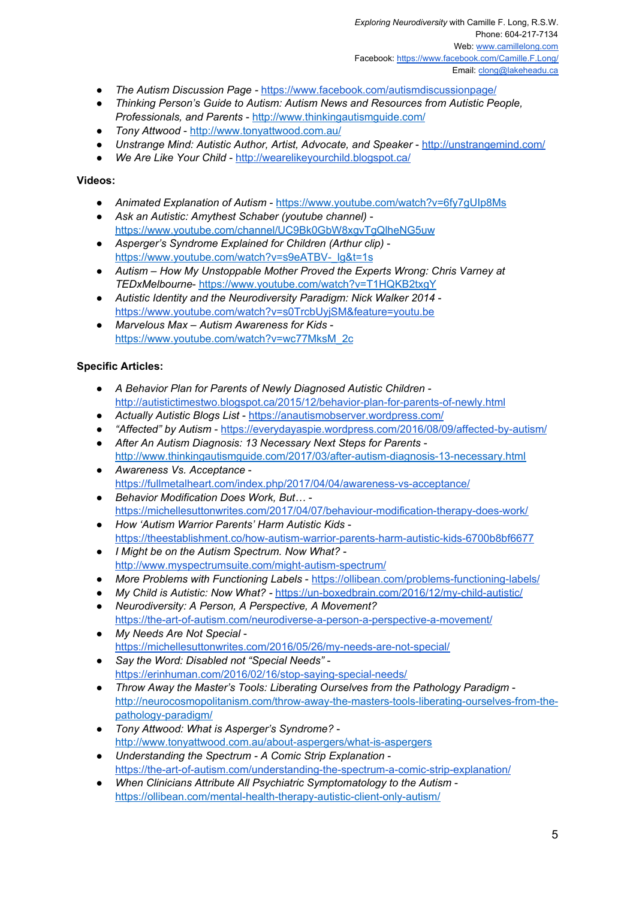- *The Autism Discussion Page* - https://www.facebook.com/autismdiscussionpage/
- *Thinking Person's Guide to Autism: Autism News and Resources from Autistic People, Professionals, and Parents* - http://www.thinkingautismguide.com/
- *Tony Attwood* - http://www.tonyattwood.com.au/
- *Unstrange Mind: Autistic Author, Artist, Advocate, and Speaker* - http://unstrangemind.com/
- *We Are Like Your Child* - http://wearelikeyourchild.blogspot.ca/

**Videos:**

- *Animated Explanation of Autism* - https://www.youtube.com/watch?v=6fy7gUIp8Ms
- *Ask an Autistic: Amythest Schaber (youtube channel)* - https://www.youtube.com/channel/UC9Bk0GbW8xgvTgQlheNG5uw
- *Asperger's Syndrome Explained for Children (Arthur clip)* - https://www.youtube.com/watch?v=s9eATBV-_lg&t=1s
- *Autism – How My Unstoppable Mother Proved the Experts Wrong: Chris Varney at TEDxMelbourne*- https://www.youtube.com/watch?v=T1HQKB2txgY
- *Autistic Identity and the Neurodiversity Paradigm: Nick Walker 2014* - https://www.youtube.com/watch?v=s0TrcbUyjSM&feature=youtu.be
- *Marvelous Max – Autism Awareness for Kids* - https://www.youtube.com/watch?v=wc77MksM_2c

**Specific Articles:**

- *A Behavior Plan for Parents of Newly Diagnosed Autistic Children* - http://autistictimestwo.blogspot.ca/2015/12/behavior-plan-for-parents-of-newly.html
- *Actually Autistic Blogs List* - https://anautismobserver.wordpress.com/
- *"Affected" by Autism* - https://everydayaspie.wordpress.com/2016/08/09/affected-by-autism/
- *After An Autism Diagnosis: 13 Necessary Next Steps for Parents* - http://www.thinkingautismguide.com/2017/03/after-autism-diagnosis-13-necessary.html
- *Awareness Vs. Acceptance* - https://fullmetalheart.com/index.php/2017/04/04/awareness-vs-acceptance/
- *Behavior Modification Does Work, But…* - https://michellesuttonwrites.com/2017/04/07/behaviour-modification-therapy-does-work/
- *How 'Autism Warrior Parents' Harm Autistic Kids* - https://theestablishment.co/how-autism-warrior-parents-harm-autistic-kids-6700b8bf6677
- *I Might be on the Autism Spectrum. Now What?* - http://www.myspectrumsuite.com/might-autism-spectrum/
- *More Problems with Functioning Labels* - https://ollibean.com/problems-functioning-labels/
- *My Child is Autistic: Now What?* - https://un-boxedbrain.com/2016/12/my-child-autistic/
- *Neurodiversity: A Person, A Perspective, A Movement?* https://the-art-of-autism.com/neurodiverse-a-person-a-perspective-a-movement/
- *My Needs Are Not Special* - https://michellesuttonwrites.com/2016/05/26/my-needs-are-not-special/
- *Say the Word: Disabled not "Special Needs"* - https://erinhuman.com/2016/02/16/stop-saying-special-needs/
- *Throw Away the Master's Tools: Liberating Ourselves from the Pathology Paradigm* - http://neurocosmopolitanism.com/throw-away-the-masters-tools-liberating-ourselves-from-the-pathology-paradigm/
- *Tony Attwood: What is Asperger's Syndrome?* - http://www.tonyattwood.com.au/about-aspergers/what-is-aspergers
- *Understanding the Spectrum - A Comic Strip Explanation* - https://the-art-of-autism.com/understanding-the-spectrum-a-comic-strip-explanation/
- *When Clinicians Attribute All Psychiatric Symptomatology to the Autism* - https://ollibean.com/mental-health-therapy-autistic-client-only-autism/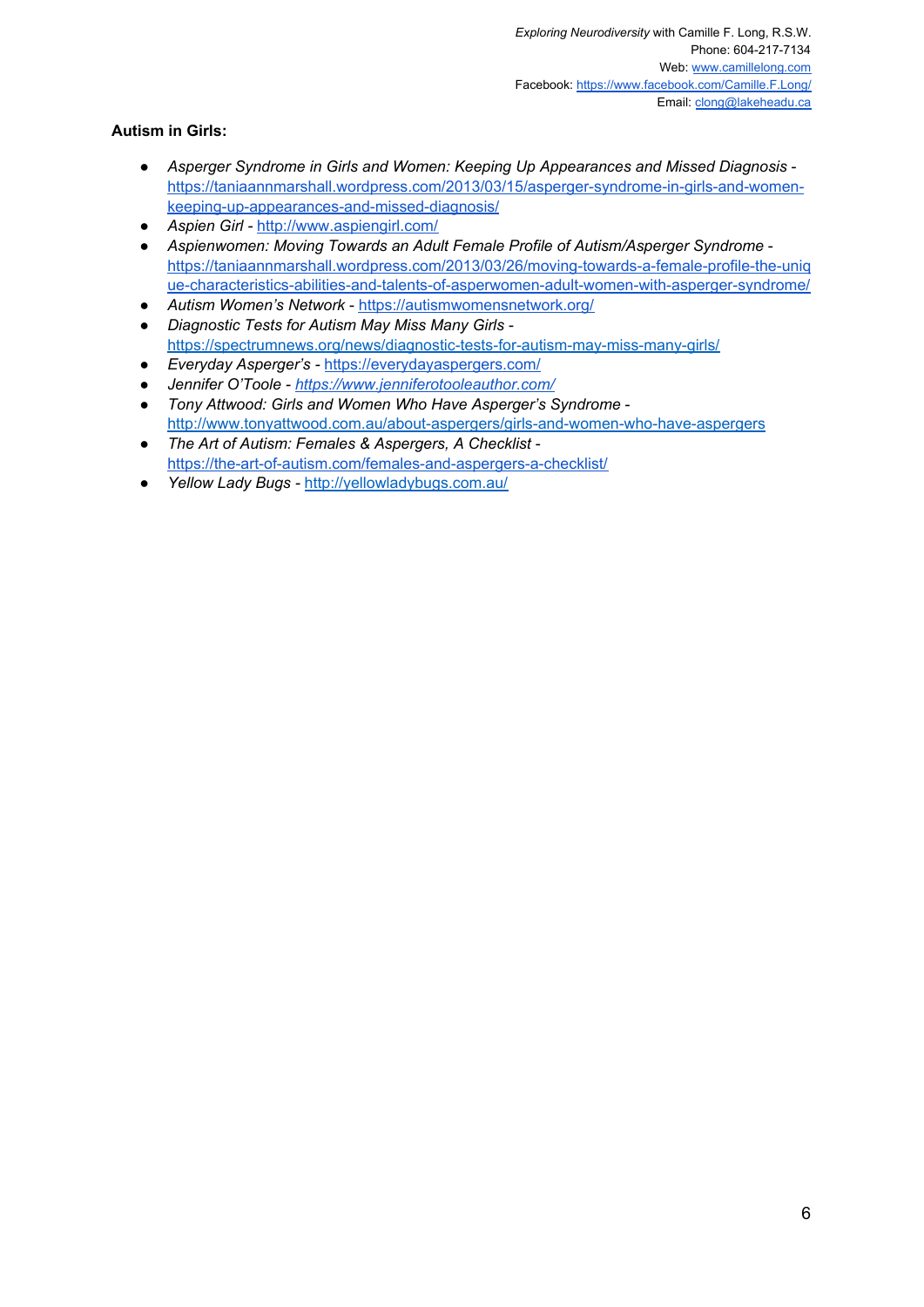**Autism in Girls:**

- *Asperger Syndrome in Girls and Women: Keeping Up Appearances and Missed Diagnosis* - https://taniaannmarshall.wordpress.com/2013/03/15/asperger-syndrome-in-girls-and-women-keeping-up-appearances-and-missed-diagnosis/
- *Aspien Girl* - http://www.aspiengirl.com/
- *Aspienwomen: Moving Towards an Adult Female Profile of Autism/Asperger Syndrome* - https://taniaannmarshall.wordpress.com/2013/03/26/moving-towards-a-female-profile-the-unique-characteristics-abilities-and-talents-of-asperwomen-adult-women-with-asperger-syndrome/
- *Autism Women's Network* - https://autismwomensnetwork.org/
- *Diagnostic Tests for Autism May Miss Many Girls* - https://spectrumnews.org/news/diagnostic-tests-for-autism-may-miss-many-girls/
- *Everyday Asperger's* - https://everydayaspergers.com/
- *Jennifer O'Toole* - *https://www.jenniferotooleauthor.com/*
- *Tony Attwood: Girls and Women Who Have Asperger's Syndrome* - http://www.tonyattwood.com.au/about-aspergers/girls-and-women-who-have-aspergers
- *The Art of Autism: Females & Aspergers, A Checklist* - https://the-art-of-autism.com/females-and-aspergers-a-checklist/
- *Yellow Lady Bugs* - http://yellowladybugs.com.au/